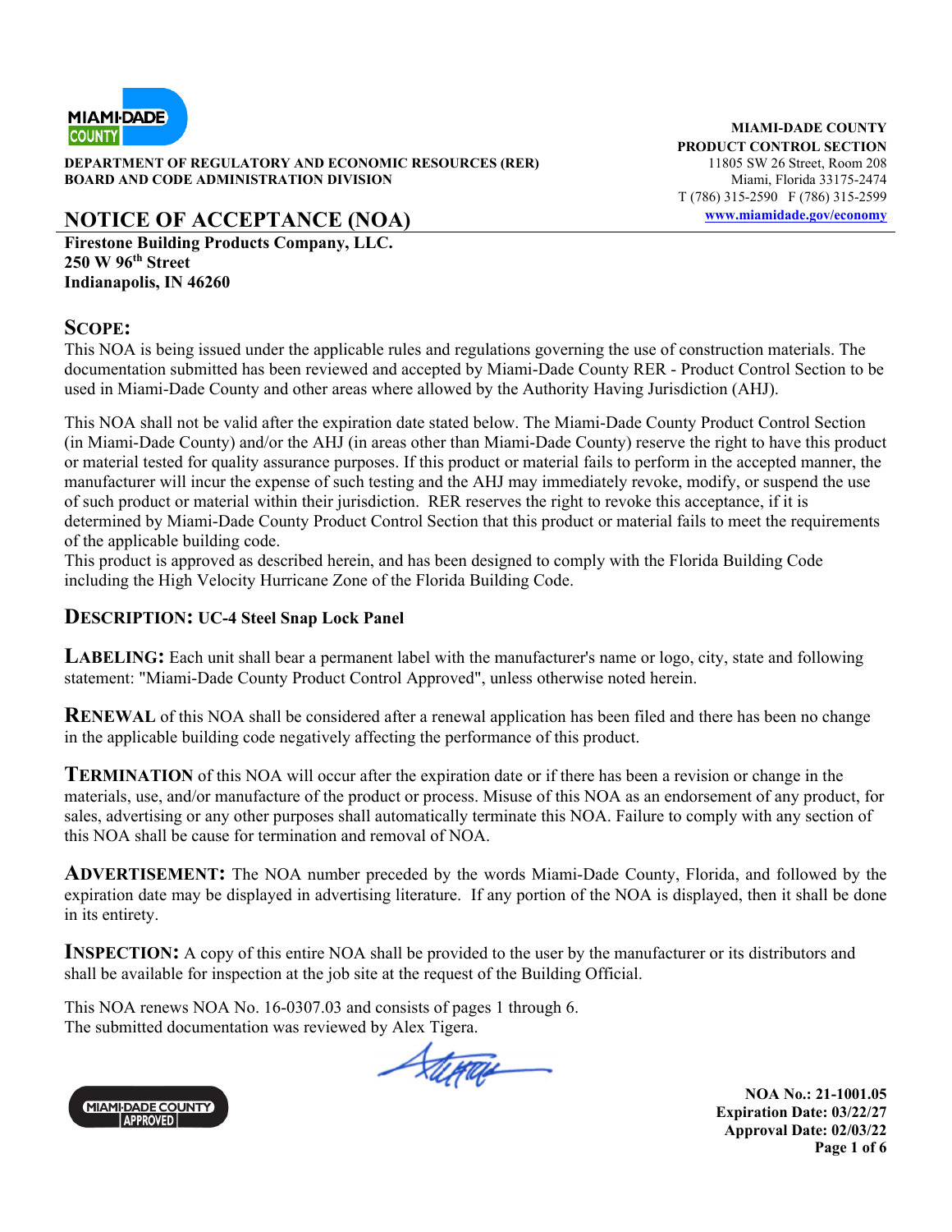MIAMI-DADE COUNTY

**DEPARTMENT OF REGULATORY AND ECONOMIC RESOURCES (RER)**
**BOARD AND CODE ADMINISTRATION DIVISION**

**MIAMI-DADE COUNTY**
**PRODUCT CONTROL SECTION**
11805 SW 26 Street, Room 208
Miami, Florida 33175-2474
T (786) 315-2590 F (786) 315-2599
www.miamidade.gov/economy

# NOTICE OF ACCEPTANCE (NOA)

**Firestone Building Products Company, LLC.**
**250 W 96th Street**
**Indianapolis, IN 46260**

## SCOPE:

This NOA is being issued under the applicable rules and regulations governing the use of construction materials. The documentation submitted has been reviewed and accepted by Miami-Dade County RER - Product Control Section to be used in Miami-Dade County and other areas where allowed by the Authority Having Jurisdiction (AHJ).

This NOA shall not be valid after the expiration date stated below. The Miami-Dade County Product Control Section (in Miami-Dade County) and/or the AHJ (in areas other than Miami-Dade County) reserve the right to have this product or material tested for quality assurance purposes. If this product or material fails to perform in the accepted manner, the manufacturer will incur the expense of such testing and the AHJ may immediately revoke, modify, or suspend the use of such product or material within their jurisdiction. RER reserves the right to revoke this acceptance, if it is determined by Miami-Dade County Product Control Section that this product or material fails to meet the requirements of the applicable building code.
This product is approved as described herein, and has been designed to comply with the Florida Building Code including the High Velocity Hurricane Zone of the Florida Building Code.

**DESCRIPTION: UC-4 Steel Snap Lock Panel**

**LABELING:** Each unit shall bear a permanent label with the manufacturer's name or logo, city, state and following statement: "Miami-Dade County Product Control Approved", unless otherwise noted herein.

**RENEWAL** of this NOA shall be considered after a renewal application has been filed and there has been no change in the applicable building code negatively affecting the performance of this product.

**TERMINATION** of this NOA will occur after the expiration date or if there has been a revision or change in the materials, use, and/or manufacture of the product or process. Misuse of this NOA as an endorsement of any product, for sales, advertising or any other purposes shall automatically terminate this NOA. Failure to comply with any section of this NOA shall be cause for termination and removal of NOA.

**ADVERTISEMENT:** The NOA number preceded by the words Miami-Dade County, Florida, and followed by the expiration date may be displayed in advertising literature. If any portion of the NOA is displayed, then it shall be done in its entirety.

**INSPECTION:** A copy of this entire NOA shall be provided to the user by the manufacturer or its distributors and shall be available for inspection at the job site at the request of the Building Official.

This NOA renews NOA No. 16-0307.03 and consists of pages 1 through 6.
The submitted documentation was reviewed by Alex Tigera.

MIAMI-DADE COUNTY APPROVED

**NOA No.: 21-1001.05**
**Expiration Date: 03/22/27**
**Approval Date: 02/03/22**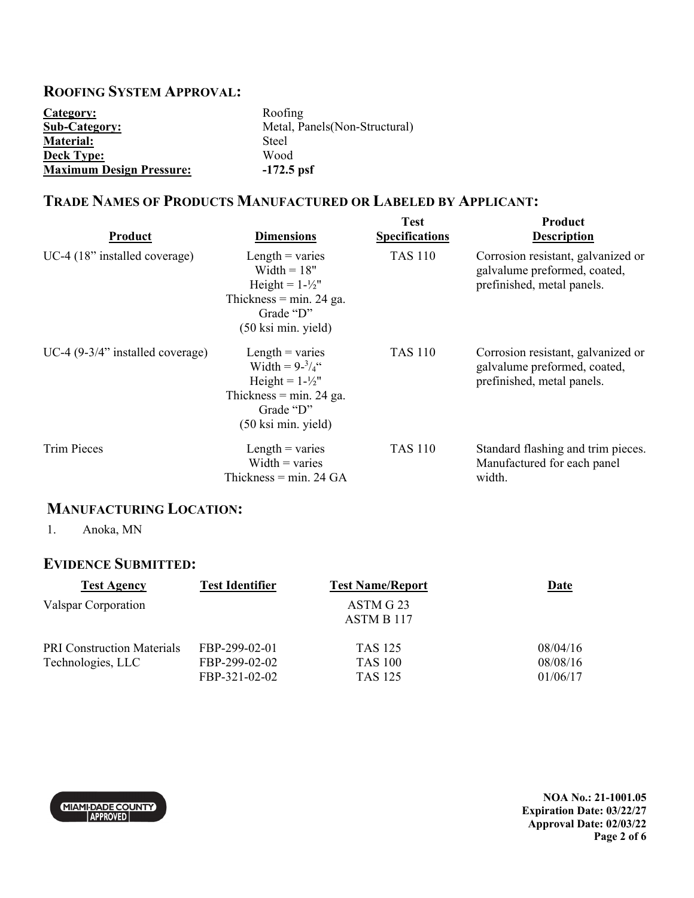## ROOFING SYSTEM APPROVAL:

| | |
|---|---|
| **Category:** | Roofing |
| **Sub-Category:** | Metal, Panels(Non-Structural) |
| **Material:** | Steel |
| **Deck Type:** | Wood |
| **Maximum Design Pressure:** | **-172.5 psf** |

## TRADE NAMES OF PRODUCTS MANUFACTURED OR LABELED BY APPLICANT:

| Product | Dimensions | Test Specifications | Product Description |
|---|---|---|---|
| UC-4 (18" installed coverage) | Length = varies<br>Width = 18"<br>Height = 1-½"<br>Thickness = min. 24 ga.<br>Grade "D"<br>(50 ksi min. yield) | TAS 110 | Corrosion resistant, galvanized or galvalume preformed, coated, prefinished, metal panels. |
| UC-4 (9-3/4" installed coverage) | Length = varies<br>Width = 9-¾"<br>Height = 1-½"<br>Thickness = min. 24 ga.<br>Grade "D"<br>(50 ksi min. yield) | TAS 110 | Corrosion resistant, galvanized or galvalume preformed, coated, prefinished, metal panels. |
| Trim Pieces | Length = varies<br>Width = varies<br>Thickness = min. 24 GA | TAS 110 | Standard flashing and trim pieces. Manufactured for each panel width. |

## MANUFACTURING LOCATION:

1. Anoka, MN

## EVIDENCE SUBMITTED:

| Test Agency | Test Identifier | Test Name/Report | Date |
|---|---|---|---|
| Valspar Corporation | | ASTM G 23<br>ASTM B 117 | |
| PRI Construction Materials Technologies, LLC | FBP-299-02-01 | TAS 125 | 08/04/16 |
| | FBP-299-02-02 | TAS 100 | 08/08/16 |
| | FBP-321-02-02 | TAS 125 | 01/06/17 |

**NOA No.: 21-1001.05**
**Expiration Date: 03/22/27**
**Approval Date: 02/03/22**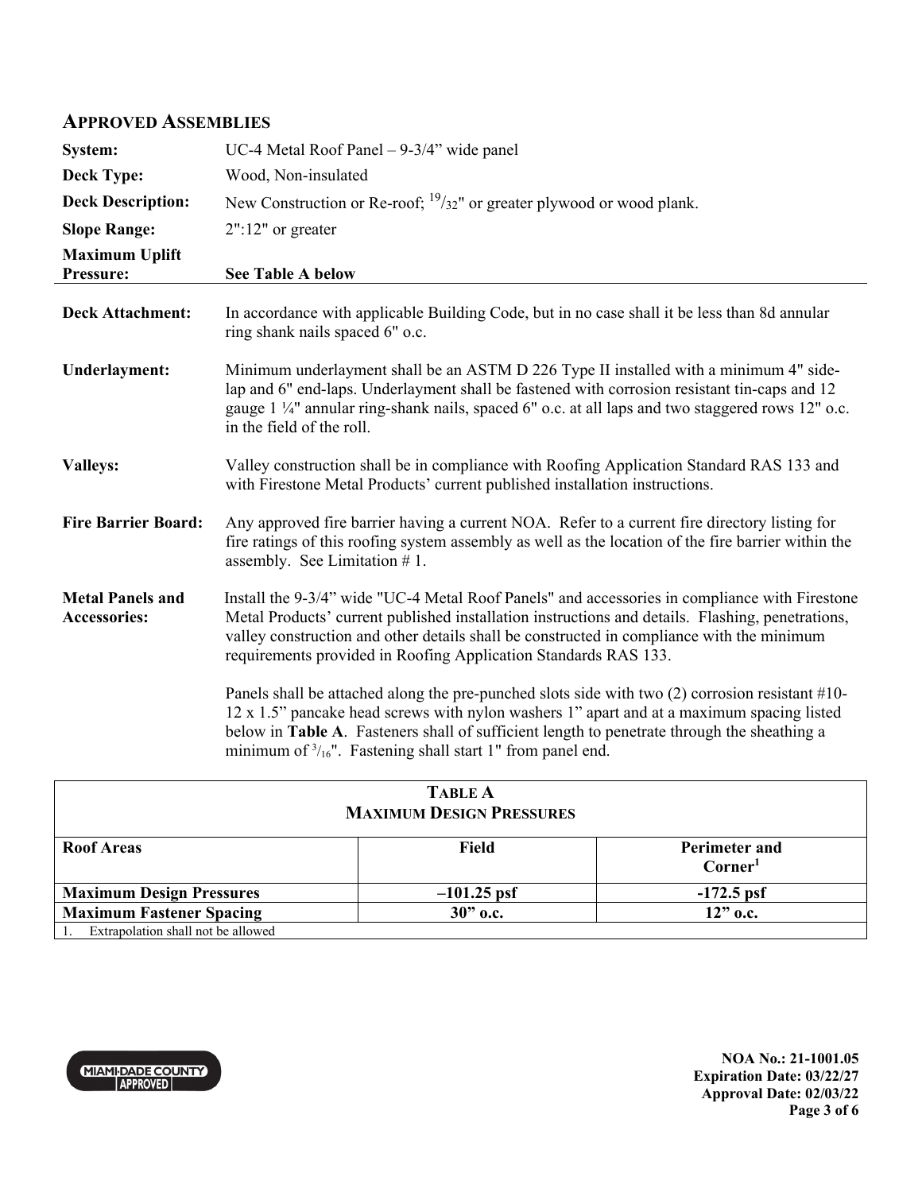## APPROVED ASSEMBLIES

| | |
|---|---|
| **System:** | UC-4 Metal Roof Panel – 9-3/4" wide panel |
| **Deck Type:** | Wood, Non-insulated |
| **Deck Description:** | New Construction or Re-roof; $^{19}/_{32}$" or greater plywood or wood plank. |
| **Slope Range:** | 2":12" or greater |
| **Maximum Uplift Pressure:** | **See Table A below** |

**Deck Attachment:** In accordance with applicable Building Code, but in no case shall it be less than 8d annular ring shank nails spaced 6" o.c.

**Underlayment:** Minimum underlayment shall be an ASTM D 226 Type II installed with a minimum 4" side-lap and 6" end-laps. Underlayment shall be fastened with corrosion resistant tin-caps and 12 gauge 1 ¼" annular ring-shank nails, spaced 6" o.c. at all laps and two staggered rows 12" o.c. in the field of the roll.

**Valleys:** Valley construction shall be in compliance with Roofing Application Standard RAS 133 and with Firestone Metal Products' current published installation instructions.

**Fire Barrier Board:** Any approved fire barrier having a current NOA. Refer to a current fire directory listing for fire ratings of this roofing system assembly as well as the location of the fire barrier within the assembly. See Limitation # 1.

**Metal Panels and Accessories:** Install the 9-3/4" wide "UC-4 Metal Roof Panels" and accessories in compliance with Firestone Metal Products' current published installation instructions and details. Flashing, penetrations, valley construction and other details shall be constructed in compliance with the minimum requirements provided in Roofing Application Standards RAS 133.

Panels shall be attached along the pre-punched slots side with two (2) corrosion resistant #10-12 x 1.5" pancake head screws with nylon washers 1" apart and at a maximum spacing listed below in **Table A**. Fasteners shall of sufficient length to penetrate through the sheathing a minimum of $^{3}/_{16}$". Fastening shall start 1" from panel end.

**TABLE A**
**MAXIMUM DESIGN PRESSURES**

| Roof Areas | Field | Perimeter and Corner[1] |
|---|---|---|
| **Maximum Design Pressures** | **–101.25 psf** | **-172.5 psf** |
| **Maximum Fastener Spacing** | **30" o.c.** | **12" o.c.** |

1. Extrapolation shall not be allowed

**NOA No.: 21-1001.05**
**Expiration Date: 03/22/27**
**Approval Date: 02/03/22**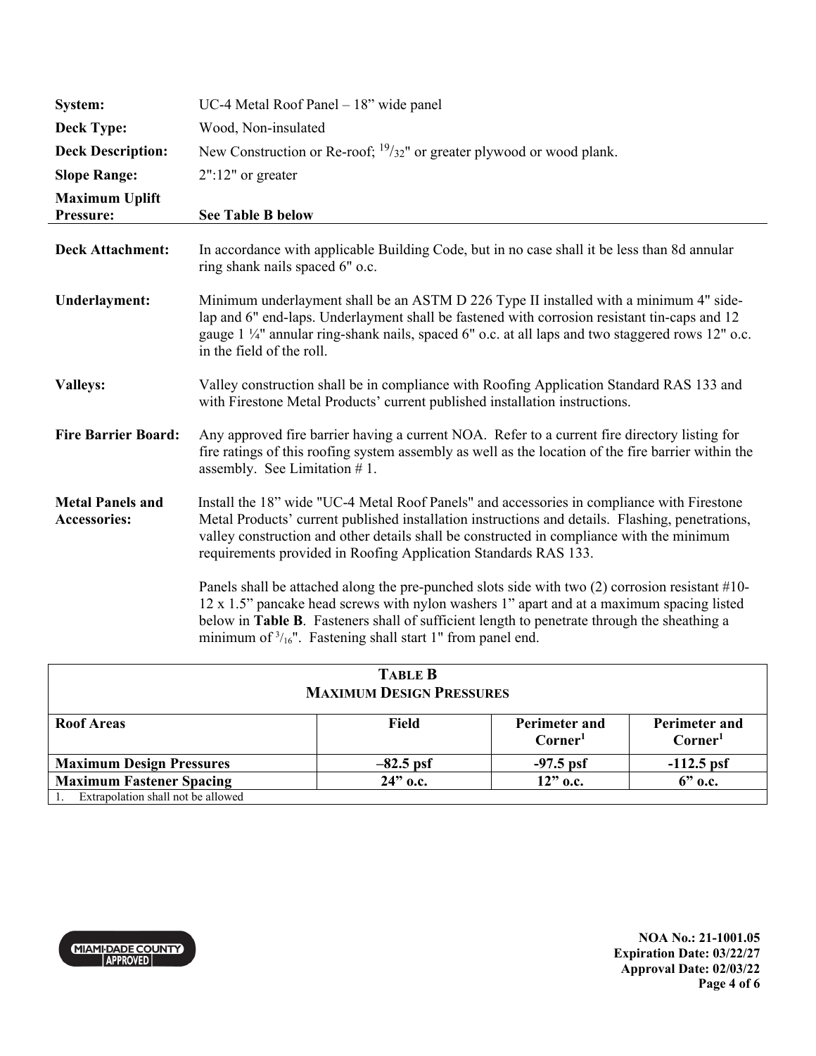**System:** UC-4 Metal Roof Panel – 18" wide panel

**Deck Type:** Wood, Non-insulated

**Deck Description:** New Construction or Re-roof; $^{19}/_{32}$" or greater plywood or wood plank.

**Slope Range:** 2":12" or greater

**Maximum Uplift Pressure:** **See Table B below**

---

**Deck Attachment:** In accordance with applicable Building Code, but in no case shall it be less than 8d annular ring shank nails spaced 6" o.c.

**Underlayment:** Minimum underlayment shall be an ASTM D 226 Type II installed with a minimum 4" side-lap and 6" end-laps. Underlayment shall be fastened with corrosion resistant tin-caps and 12 gauge 1 ¼" annular ring-shank nails, spaced 6" o.c. at all laps and two staggered rows 12" o.c. in the field of the roll.

**Valleys:** Valley construction shall be in compliance with Roofing Application Standard RAS 133 and with Firestone Metal Products' current published installation instructions.

**Fire Barrier Board:** Any approved fire barrier having a current NOA. Refer to a current fire directory listing for fire ratings of this roofing system assembly as well as the location of the fire barrier within the assembly. See Limitation # 1.

**Metal Panels and Accessories:** Install the 18" wide "UC-4 Metal Roof Panels" and accessories in compliance with Firestone Metal Products' current published installation instructions and details. Flashing, penetrations, valley construction and other details shall be constructed in compliance with the minimum requirements provided in Roofing Application Standards RAS 133.

Panels shall be attached along the pre-punched slots side with two (2) corrosion resistant #10-12 x 1.5" pancake head screws with nylon washers 1" apart and at a maximum spacing listed below in **Table B**. Fasteners shall of sufficient length to penetrate through the sheathing a minimum of $^{3}/_{16}$". Fastening shall start 1" from panel end.

**TABLE B**
**MAXIMUM DESIGN PRESSURES**

| Roof Areas | Field | Perimeter and Corner[1] | Perimeter and Corner[1] |
|---|---|---|---|
| **Maximum Design Pressures** | **–82.5 psf** | **-97.5 psf** | **-112.5 psf** |
| **Maximum Fastener Spacing** | **24" o.c.** | **12" o.c.** | **6" o.c.** |

1. Extrapolation shall not be allowed

MIAMI-DADE COUNTY APPROVED

**NOA No.: 21-1001.05**
**Expiration Date: 03/22/27**
**Approval Date: 02/03/22**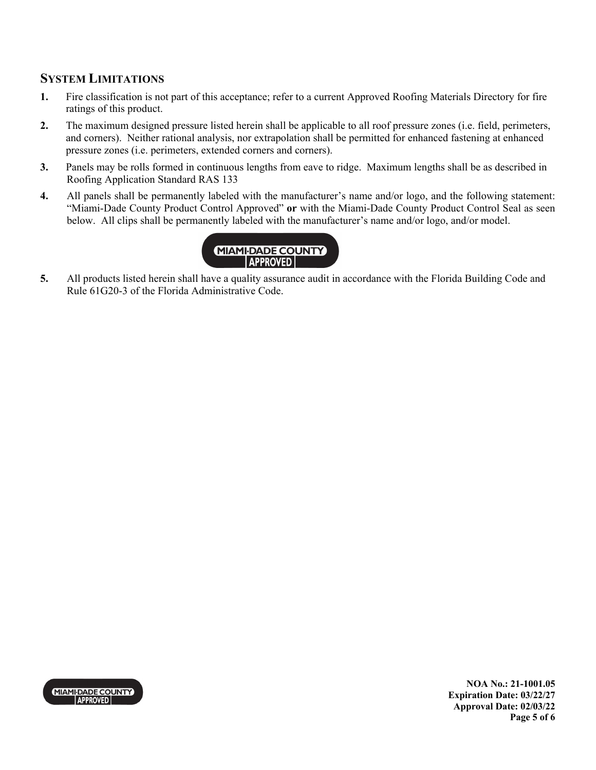## System Limitations

1. Fire classification is not part of this acceptance; refer to a current Approved Roofing Materials Directory for fire ratings of this product.
2. The maximum designed pressure listed herein shall be applicable to all roof pressure zones (i.e. field, perimeters, and corners). Neither rational analysis, nor extrapolation shall be permitted for enhanced fastening at enhanced pressure zones (i.e. perimeters, extended corners and corners).
3. Panels may be rolls formed in continuous lengths from eave to ridge. Maximum lengths shall be as described in Roofing Application Standard RAS 133
4. All panels shall be permanently labeled with the manufacturer's name and/or logo, and the following statement: "Miami-Dade County Product Control Approved" **or** with the Miami-Dade County Product Control Seal as seen below. All clips shall be permanently labeled with the manufacturer's name and/or logo, and/or model.

MIAMI-DADE COUNTY APPROVED

5. All products listed herein shall have a quality assurance audit in accordance with the Florida Building Code and Rule 61G20-3 of the Florida Administrative Code.

**NOA No.: 21-1001.05**
**Expiration Date: 03/22/27**
**Approval Date: 02/03/22**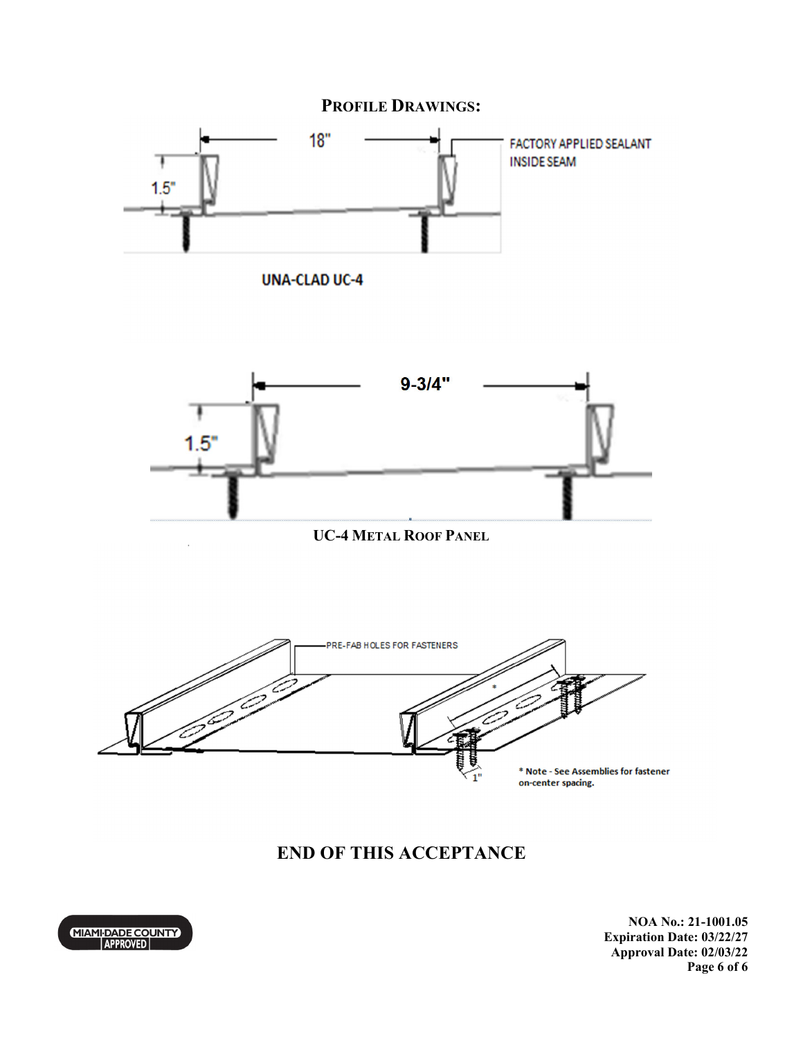## PROFILE DRAWINGS:

18"

1.5"

FACTORY APPLIED SEALANT INSIDE SEAM

UNA-CLAD UC-4

9-3/4"

1.5"

UC-4 METAL ROOF PANEL

PRE-FAB HOLES FOR FASTENERS

*

1"

* Note - See Assemblies for fastener on-center spacing.

## END OF THIS ACCEPTANCE

MIAMI-DADE COUNTY APPROVED

**NOA No.: 21-1001.05**
**Expiration Date: 03/22/27**
**Approval Date: 02/03/22**